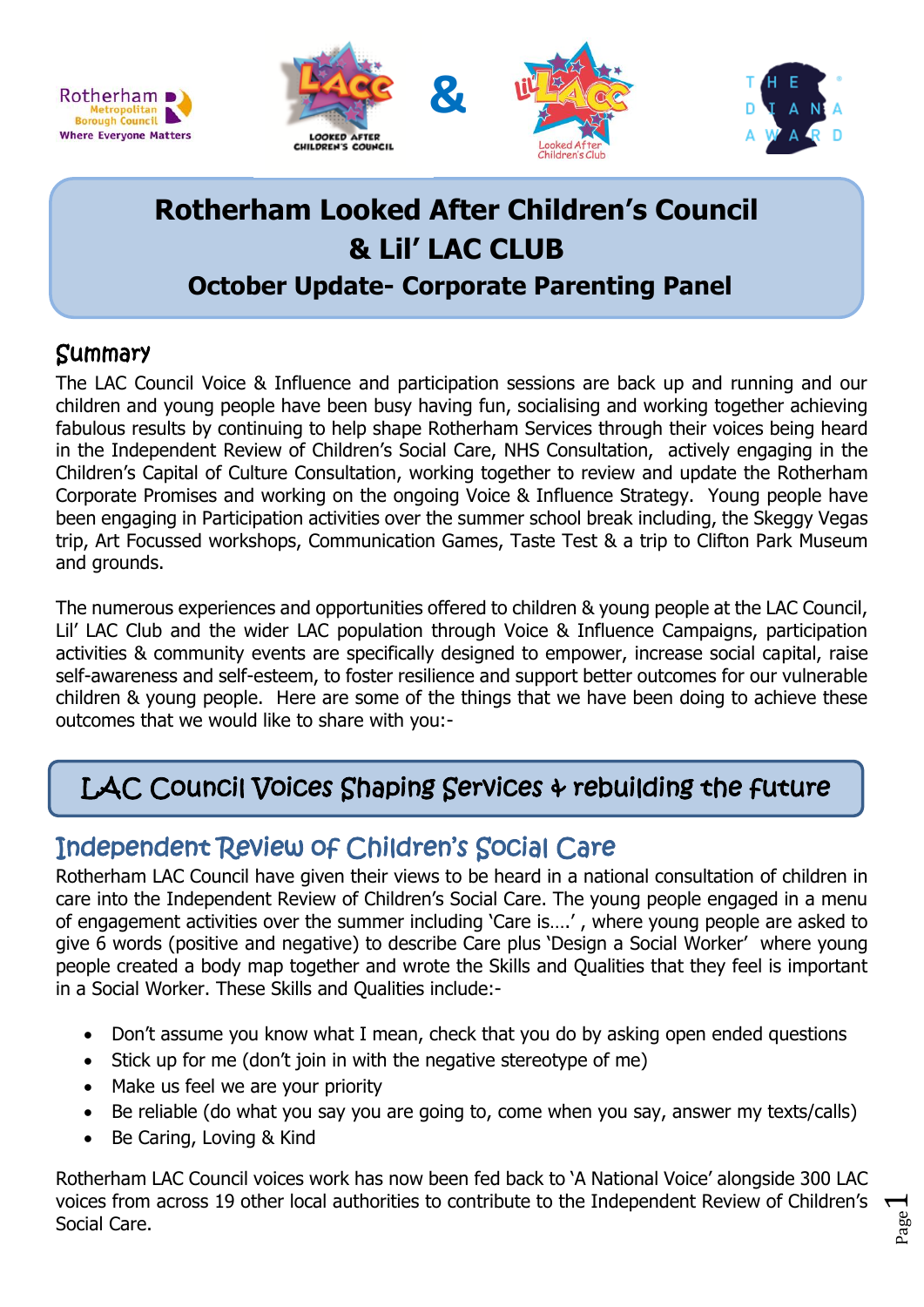Rotherham Metropolitan Borough Council
Where Everyone Matters

LACC Looked After Children's Council & Lil' LACC Looked After Children's Club

THE DIANA AWARD

# Rotherham Looked After Children's Council & Lil' LAC CLUB

## October Update- Corporate Parenting Panel

## Summary

The LAC Council Voice & Influence and participation sessions are back up and running and our children and young people have been busy having fun, socialising and working together achieving fabulous results by continuing to help shape Rotherham Services through their voices being heard in the Independent Review of Children's Social Care, NHS Consultation, actively engaging in the Children's Capital of Culture Consultation, working together to review and update the Rotherham Corporate Promises and working on the ongoing Voice & Influence Strategy. Young people have been engaging in Participation activities over the summer school break including, the Skeggy Vegas trip, Art Focussed workshops, Communication Games, Taste Test & a trip to Clifton Park Museum and grounds.

The numerous experiences and opportunities offered to children & young people at the LAC Council, Lil' LAC Club and the wider LAC population through Voice & Influence Campaigns, participation activities & community events are specifically designed to empower, increase social capital, raise self-awareness and self-esteem, to foster resilience and support better outcomes for our vulnerable children & young people. Here are some of the things that we have been doing to achieve these outcomes that we would like to share with you:-

## LAC Council Voices Shaping Services & rebuilding the future

### Independent Review of Children's Social Care

Rotherham LAC Council have given their views to be heard in a national consultation of children in care into the Independent Review of Children's Social Care. The young people engaged in a menu of engagement activities over the summer including 'Care is….' , where young people are asked to give 6 words (positive and negative) to describe Care plus 'Design a Social Worker' where young people created a body map together and wrote the Skills and Qualities that they feel is important in a Social Worker. These Skills and Qualities include:-

- Don't assume you know what I mean, check that you do by asking open ended questions
- Stick up for me (don't join in with the negative stereotype of me)
- Make us feel we are your priority
- Be reliable (do what you say you are going to, come when you say, answer my texts/calls)
- Be Caring, Loving & Kind

Rotherham LAC Council voices work has now been fed back to 'A National Voice' alongside 300 LAC voices from across 19 other local authorities to contribute to the Independent Review of Children's Social Care.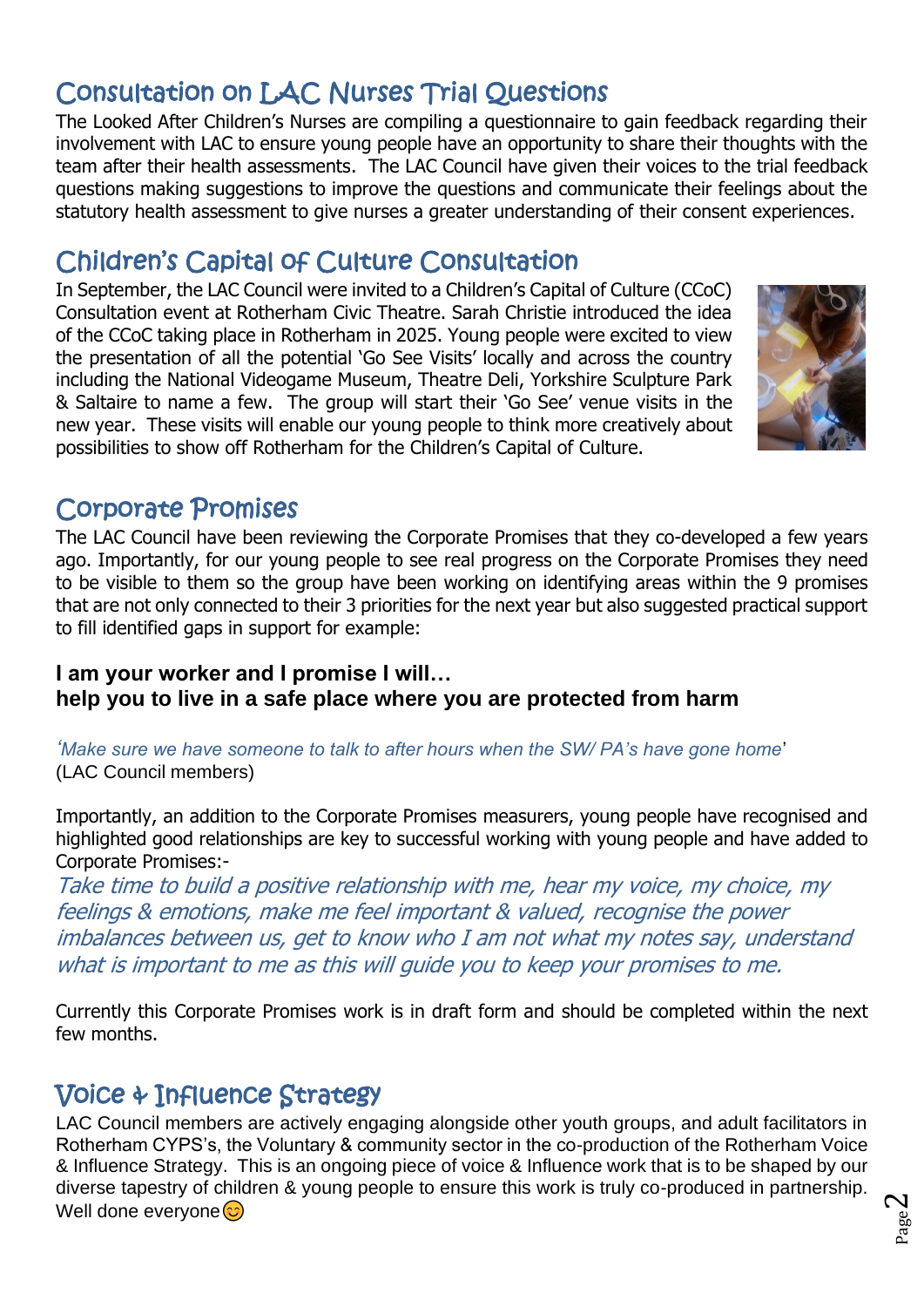## Consultation on LAC Nurses Trial Questions

The Looked After Children's Nurses are compiling a questionnaire to gain feedback regarding their involvement with LAC to ensure young people have an opportunity to share their thoughts with the team after their health assessments. The LAC Council have given their voices to the trial feedback questions making suggestions to improve the questions and communicate their feelings about the statutory health assessment to give nurses a greater understanding of their consent experiences.

## Children's Capital of Culture Consultation

In September, the LAC Council were invited to a Children's Capital of Culture (CCoC) Consultation event at Rotherham Civic Theatre. Sarah Christie introduced the idea of the CCoC taking place in Rotherham in 2025. Young people were excited to view the presentation of all the potential 'Go See Visits' locally and across the country including the National Videogame Museum, Theatre Deli, Yorkshire Sculpture Park & Saltaire to name a few. The group will start their 'Go See' venue visits in the new year. These visits will enable our young people to think more creatively about possibilities to show off Rotherham for the Children's Capital of Culture.

## Corporate Promises

The LAC Council have been reviewing the Corporate Promises that they co-developed a few years ago. Importantly, for our young people to see real progress on the Corporate Promises they need to be visible to them so the group have been working on identifying areas within the 9 promises that are not only connected to their 3 priorities for the next year but also suggested practical support to fill identified gaps in support for example:

**I am your worker and I promise I will…**
**help you to live in a safe place where you are protected from harm**

*'Make sure we have someone to talk to after hours when the SW/ PA's have gone home'*
(LAC Council members)

Importantly, an addition to the Corporate Promises measurers, young people have recognised and highlighted good relationships are key to successful working with young people and have added to Corporate Promises:-

*Take time to build a positive relationship with me, hear my voice, my choice, my feelings & emotions, make me feel important & valued, recognise the power imbalances between us, get to know who I am not what my notes say, understand what is important to me as this will guide you to keep your promises to me.*

Currently this Corporate Promises work is in draft form and should be completed within the next few months.

## Voice & Influence Strategy

LAC Council members are actively engaging alongside other youth groups, and adult facilitators in Rotherham CYPS's, the Voluntary & community sector in the co-production of the Rotherham Voice & Influence Strategy. This is an ongoing piece of voice & Influence work that is to be shaped by our diverse tapestry of children & young people to ensure this work is truly co-produced in partnership. Well done everyone 😊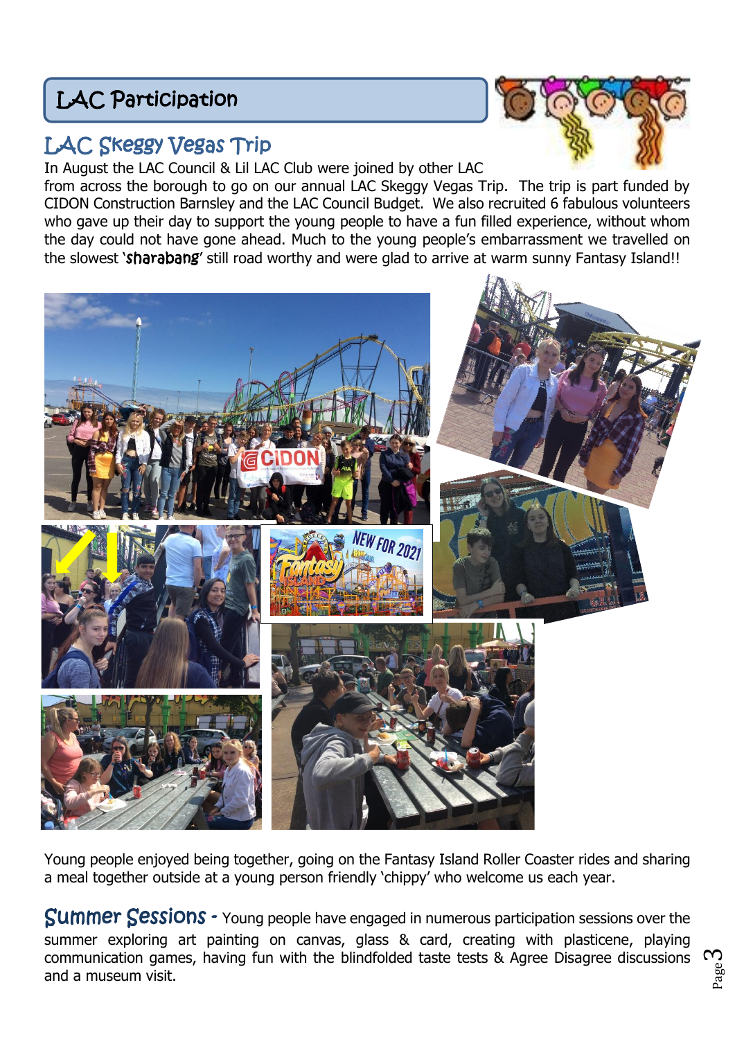# LAC Participation

## LAC Skeggy Vegas Trip

In August the LAC Council & Lil LAC Club were joined by other LAC from across the borough to go on our annual LAC Skeggy Vegas Trip. The trip is part funded by CIDON Construction Barnsley and the LAC Council Budget. We also recruited 6 fabulous volunteers who gave up their day to support the young people to have a fun filled experience, without whom the day could not have gone ahead. Much to the young people's embarrassment we travelled on the slowest '**sharabang**' still road worthy and were glad to arrive at warm sunny Fantasy Island!!

Young people enjoyed being together, going on the Fantasy Island Roller Coaster rides and sharing a meal together outside at a young person friendly 'chippy' who welcome us each year.

**Summer Sessions -** Young people have engaged in numerous participation sessions over the summer exploring art painting on canvas, glass & card, creating with plasticene, playing communication games, having fun with the blindfolded taste tests & Agree Disagree discussions and a museum visit.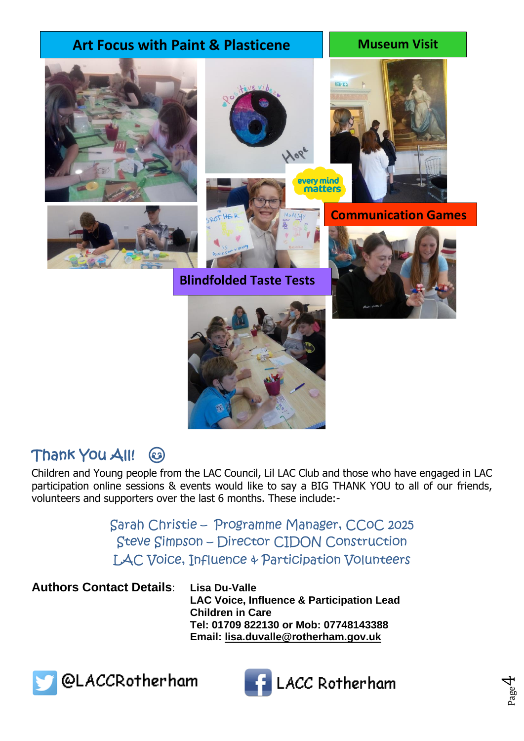## Art Focus with Paint & Plasticene

## Museum Visit

## Communication Games

## Blindfolded Taste Tests

## Thank You All! 😊

Children and Young people from the LAC Council, Lil LAC Club and those who have engaged in LAC participation online sessions & events would like to say a BIG THANK YOU to all of our friends, volunteers and supporters over the last 6 months. These include:-

Sarah Christie – Programme Manager, CCoC 2025
Steve Simpson – Director CIDON Construction
LAC Voice, Influence & Participation Volunteers

**Authors Contact Details**: **Lisa Du-Valle**
**LAC Voice, Influence & Participation Lead**
**Children in Care**
**Tel: 01709 822130 or Mob: 07748143388**
**Email: lisa.duvalle@rotherham.gov.uk**

@LACCRotherham

LACC Rotherham